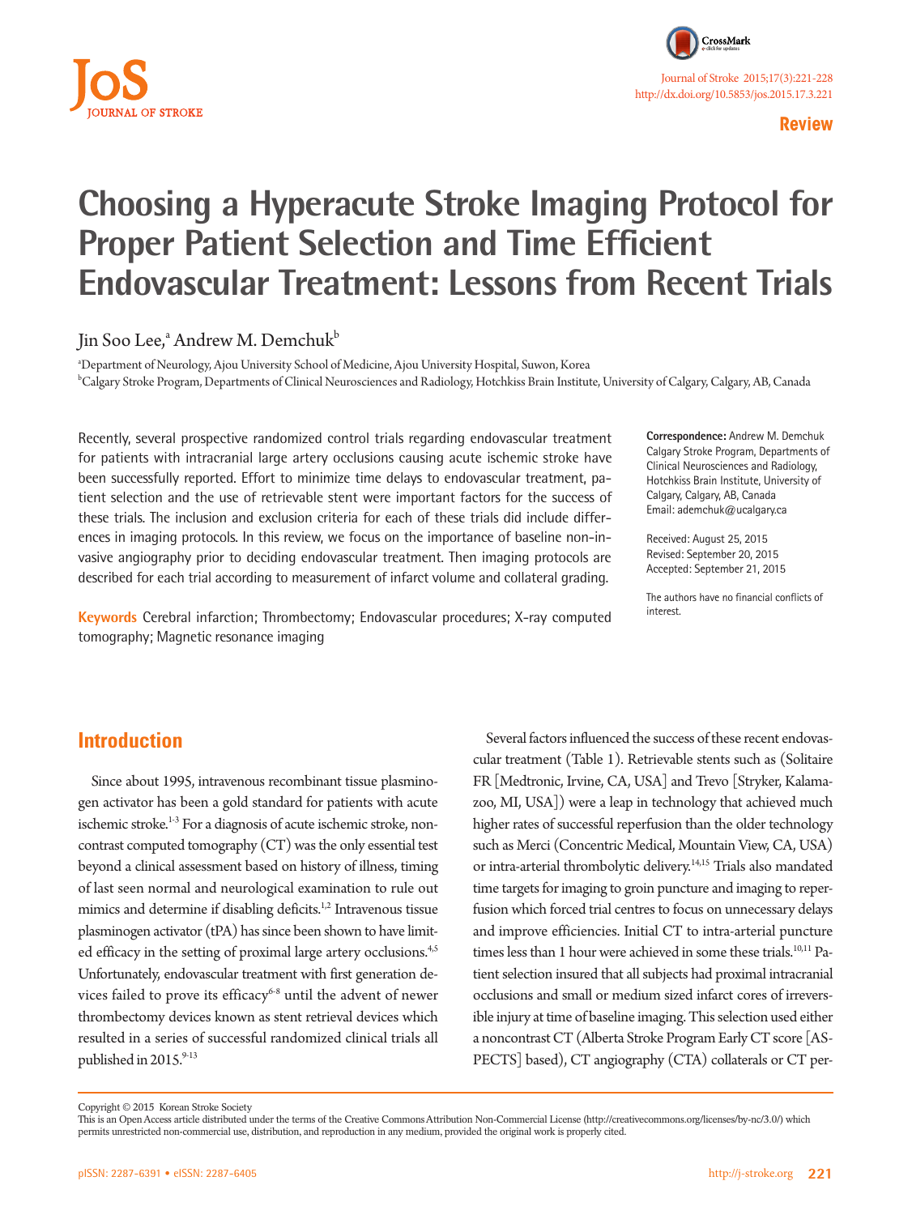Review

# Choosing a Hyperacute Stroke Imaging Protocol for Proper Patient Selection and Time Efficient Endovascular Treatment: Lessons from Recent Trials

Jin Soo Lee,[a] Andrew M. Demchuk[b]

[a]Department of Neurology, Ajou University School of Medicine, Ajou University Hospital, Suwon, Korea
[b]Calgary Stroke Program, Departments of Clinical Neurosciences and Radiology, Hotchkiss Brain Institute, University of Calgary, Calgary, AB, Canada

Recently, several prospective randomized control trials regarding endovascular treatment for patients with intracranial large artery occlusions causing acute ischemic stroke have been successfully reported. Effort to minimize time delays to endovascular treatment, patient selection and the use of retrievable stent were important factors for the success of these trials. The inclusion and exclusion criteria for each of these trials did include differences in imaging protocols. In this review, we focus on the importance of baseline non-invasive angiography prior to deciding endovascular treatment. Then imaging protocols are described for each trial according to measurement of infarct volume and collateral grading.

**Keywords** Cerebral infarction; Thrombectomy; Endovascular procedures; X-ray computed tomography; Magnetic resonance imaging

**Correspondence:** Andrew M. Demchuk
Calgary Stroke Program, Departments of Clinical Neurosciences and Radiology, Hotchkiss Brain Institute, University of Calgary, Calgary, AB, Canada
Email: ademchuk@ucalgary.ca

Received: August 25, 2015
Revised: September 20, 2015
Accepted: September 21, 2015

The authors have no financial conflicts of interest.

## Introduction

Since about 1995, intravenous recombinant tissue plasminogen activator has been a gold standard for patients with acute ischemic stroke.[1-3] For a diagnosis of acute ischemic stroke, noncontrast computed tomography (CT) was the only essential test beyond a clinical assessment based on history of illness, timing of last seen normal and neurological examination to rule out mimics and determine if disabling deficits.[1,2] Intravenous tissue plasminogen activator (tPA) has since been shown to have limited efficacy in the setting of proximal large artery occlusions.[4,5] Unfortunately, endovascular treatment with first generation devices failed to prove its efficacy[6-8] until the advent of newer thrombectomy devices known as stent retrieval devices which resulted in a series of successful randomized clinical trials all published in 2015.[9-13]

Several factors influenced the success of these recent endovascular treatment (Table 1). Retrievable stents such as (Solitaire FR [Medtronic, Irvine, CA, USA] and Trevo [Stryker, Kalamazoo, MI, USA]) were a leap in technology that achieved much higher rates of successful reperfusion than the older technology such as Merci (Concentric Medical, Mountain View, CA, USA) or intra-arterial thrombolytic delivery.[14,15] Trials also mandated time targets for imaging to groin puncture and imaging to reperfusion which forced trial centres to focus on unnecessary delays and improve efficiencies. Initial CT to intra-arterial puncture times less than 1 hour were achieved in some these trials.[10,11] Patient selection insured that all subjects had proximal intracranial occlusions and small or medium sized infarct cores of irreversible injury at time of baseline imaging. This selection used either a noncontrast CT (Alberta Stroke Program Early CT score [ASPECTS] based), CT angiography (CTA) collaterals or CT per-

Copyright © 2015 Korean Stroke Society
This is an Open Access article distributed under the terms of the Creative Commons Attribution Non-Commercial License (http://creativecommons.org/licenses/by-nc/3.0/) which permits unrestricted non-commercial use, distribution, and reproduction in any medium, provided the original work is properly cited.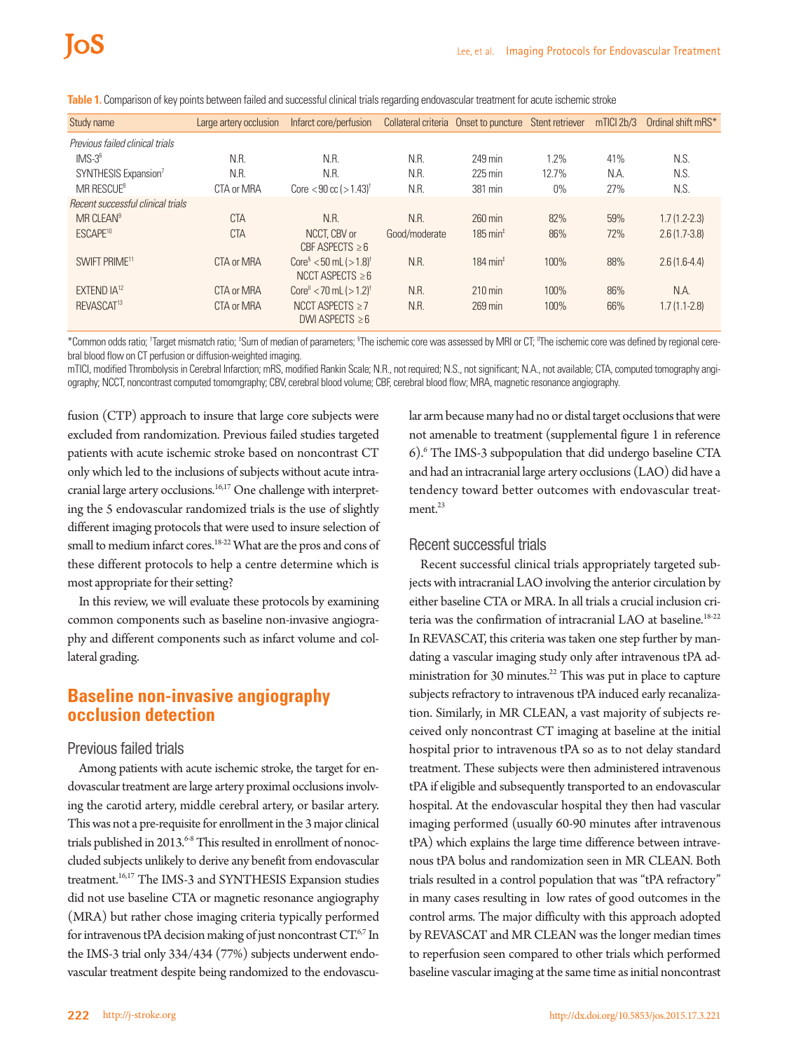**Table 1.** Comparison of key points between failed and successful clinical trials regarding endovascular treatment for acute ischemic stroke

| Study name | Large artery occlusion | Infarct core/perfusion | Collateral criteria | Onset to puncture | Stent retriever | mTICI 2b/3 | Ordinal shift mRS* |
|---|---|---|---|---|---|---|---|
| *Previous failed clinical trials* | | | | | | | |
| IMS-3[6] | N.R. | N.R. | N.R. | 249 min | 1.2% | 41% | N.S. |
| SYNTHESIS Expansion[7] | N.R. | N.R. | N.R. | 225 min | 12.7% | N.A. | N.S. |
| MR RESCUE[8] | CTA or MRA | Core <90 cc (>1.43)[†] | N.R. | 381 min | 0% | 27% | N.S. |
| *Recent successful clinical trials* | | | | | | | |
| MR CLEAN[9] | CTA | N.R. | N.R. | 260 min | 82% | 59% | 1.7 (1.2-2.3) |
| ESCAPE[10] | CTA | NCCT, CBV or CBF ASPECTS ≥6 | Good/moderate | 185 min[‡] | 86% | 72% | 2.6 (1.7-3.8) |
| SWIFT PRIME[11] | CTA or MRA | Core[§] <50 mL (>1.8)[†] NCCT ASPECTS ≥6 | N.R. | 184 min[‡] | 100% | 88% | 2.6 (1.6-4.4) |
| EXTEND IA[12] | CTA or MRA | Core[∥] <70 mL (>1.2)[†] | N.R. | 210 min | 100% | 86% | N.A. |
| REVASCAT[13] | CTA or MRA | NCCT ASPECTS ≥7 DWI ASPECTS ≥6 | N.R. | 269 min | 100% | 66% | 1.7 (1.1-2.8) |

*Common odds ratio; [†]Target mismatch ratio; [‡]Sum of median of parameters; [§]The ischemic core was assessed by MRI or CT; [∥]The ischemic core was defined by regional cerebral blood flow on CT perfusion or diffusion-weighted imaging.

mTICI, modified Thrombolysis in Cerebral Infarction; mRS, modified Rankin Scale; N.R., not required; N.S., not significant; N.A., not available; CTA, computed tomography angiography; NCCT, noncontrast computed tomomgraphy; CBV, cerebral blood volume; CBF, cerebral blood flow; MRA, magnetic resonance angiography.

fusion (CTP) approach to insure that large core subjects were excluded from randomization. Previous failed studies targeted patients with acute ischemic stroke based on noncontrast CT only which led to the inclusions of subjects without acute intracranial large artery occlusions.[16,17] One challenge with interpreting the 5 endovascular randomized trials is the use of slightly different imaging protocols that were used to insure selection of small to medium infarct cores.[18-22] What are the pros and cons of these different protocols to help a centre determine which is most appropriate for their setting?

In this review, we will evaluate these protocols by examining common components such as baseline non-invasive angiography and different components such as infarct volume and collateral grading.

## Baseline non-invasive angiography occlusion detection

### Previous failed trials

Among patients with acute ischemic stroke, the target for endovascular treatment are large artery proximal occlusions involving the carotid artery, middle cerebral artery, or basilar artery. This was not a pre-requisite for enrollment in the 3 major clinical trials published in 2013.[6-8] This resulted in enrollment of nonoccluded subjects unlikely to derive any benefit from endovascular treatment.[16,17] The IMS-3 and SYNTHESIS Expansion studies did not use baseline CTA or magnetic resonance angiography (MRA) but rather chose imaging criteria typically performed for intravenous tPA decision making of just noncontrast CT.[6,7] In the IMS-3 trial only 334/434 (77%) subjects underwent endovascular treatment despite being randomized to the endovascular arm because many had no or distal target occlusions that were not amenable to treatment (supplemental figure 1 in reference 6).[6] The IMS-3 subpopulation that did undergo baseline CTA and had an intracranial large artery occlusions (LAO) did have a tendency toward better outcomes with endovascular treatment.[23]

### Recent successful trials

Recent successful clinical trials appropriately targeted subjects with intracranial LAO involving the anterior circulation by either baseline CTA or MRA. In all trials a crucial inclusion criteria was the confirmation of intracranial LAO at baseline.[18-22] In REVASCAT, this criteria was taken one step further by mandating a vascular imaging study only after intravenous tPA administration for 30 minutes.[22] This was put in place to capture subjects refractory to intravenous tPA induced early recanalization. Similarly, in MR CLEAN, a vast majority of subjects received only noncontrast CT imaging at baseline at the initial hospital prior to intravenous tPA so as to not delay standard treatment. These subjects were then administered intravenous tPA if eligible and subsequently transported to an endovascular hospital. At the endovascular hospital they then had vascular imaging performed (usually 60-90 minutes after intravenous tPA) which explains the large time difference between intravenous tPA bolus and randomization seen in MR CLEAN. Both trials resulted in a control population that was "tPA refractory" in many cases resulting in low rates of good outcomes in the control arms. The major difficulty with this approach adopted by REVASCAT and MR CLEAN was the longer median times to reperfusion seen compared to other trials which performed baseline vascular imaging at the same time as initial noncontrast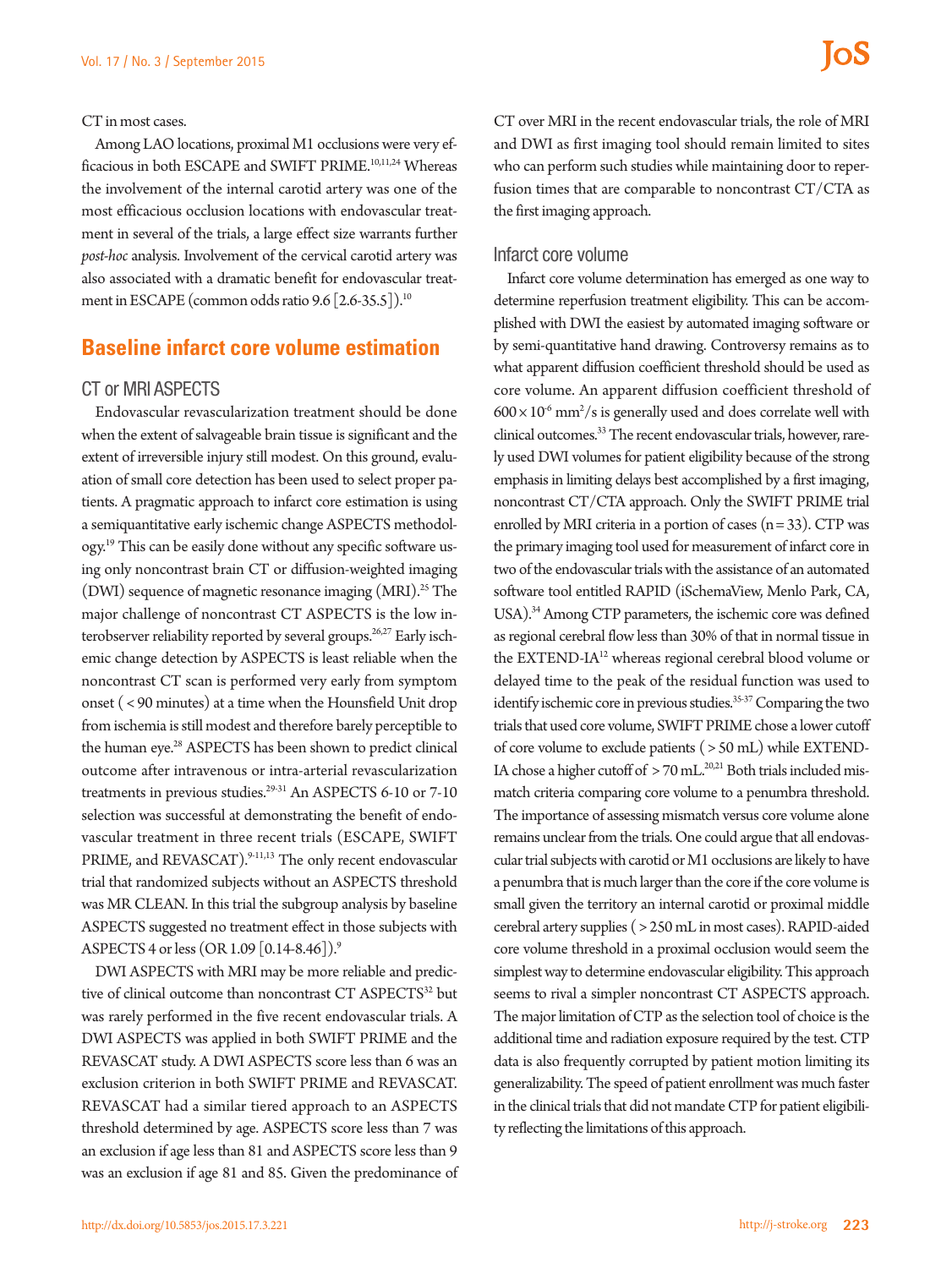CT in most cases.

Among LAO locations, proximal M1 occlusions were very efficacious in both ESCAPE and SWIFT PRIME.[10,11,24] Whereas the involvement of the internal carotid artery was one of the most efficacious occlusion locations with endovascular treatment in several of the trials, a large effect size warrants further *post-hoc* analysis. Involvement of the cervical carotid artery was also associated with a dramatic benefit for endovascular treatment in ESCAPE (common odds ratio 9.6 [2.6-35.5]).[10]

## Baseline infarct core volume estimation

### CT or MRI ASPECTS

Endovascular revascularization treatment should be done when the extent of salvageable brain tissue is significant and the extent of irreversible injury still modest. On this ground, evaluation of small core detection has been used to select proper patients. A pragmatic approach to infarct core estimation is using a semiquantitative early ischemic change ASPECTS methodology.[19] This can be easily done without any specific software using only noncontrast brain CT or diffusion-weighted imaging (DWI) sequence of magnetic resonance imaging (MRI).[25] The major challenge of noncontrast CT ASPECTS is the low interobserver reliability reported by several groups.[26,27] Early ischemic change detection by ASPECTS is least reliable when the noncontrast CT scan is performed very early from symptom onset (<90 minutes) at a time when the Hounsfield Unit drop from ischemia is still modest and therefore barely perceptible to the human eye.[28] ASPECTS has been shown to predict clinical outcome after intravenous or intra-arterial revascularization treatments in previous studies.[29-31] An ASPECTS 6-10 or 7-10 selection was successful at demonstrating the benefit of endovascular treatment in three recent trials (ESCAPE, SWIFT PRIME, and REVASCAT).[9-11,13] The only recent endovascular trial that randomized subjects without an ASPECTS threshold was MR CLEAN. In this trial the subgroup analysis by baseline ASPECTS suggested no treatment effect in those subjects with ASPECTS 4 or less (OR 1.09 [0.14-8.46]).[9]

DWI ASPECTS with MRI may be more reliable and predictive of clinical outcome than noncontrast CT ASPECTS[32] but was rarely performed in the five recent endovascular trials. A DWI ASPECTS was applied in both SWIFT PRIME and the REVASCAT study. A DWI ASPECTS score less than 6 was an exclusion criterion in both SWIFT PRIME and REVASCAT. REVASCAT had a similar tiered approach to an ASPECTS threshold determined by age. ASPECTS score less than 7 was an exclusion if age less than 81 and ASPECTS score less than 9 was an exclusion if age 81 and 85. Given the predominance of CT over MRI in the recent endovascular trials, the role of MRI and DWI as first imaging tool should remain limited to sites who can perform such studies while maintaining door to reperfusion times that are comparable to noncontrast CT/CTA as the first imaging approach.

### Infarct core volume

Infarct core volume determination has emerged as one way to determine reperfusion treatment eligibility. This can be accomplished with DWI the easiest by automated imaging software or by semi-quantitative hand drawing. Controversy remains as to what apparent diffusion coefficient threshold should be used as core volume. An apparent diffusion coefficient threshold of $600 \times 10^{-6}$ $mm^2/s$ is generally used and does correlate well with clinical outcomes.[33] The recent endovascular trials, however, rarely used DWI volumes for patient eligibility because of the strong emphasis in limiting delays best accomplished by a first imaging, noncontrast CT/CTA approach. Only the SWIFT PRIME trial enrolled by MRI criteria in a portion of cases (n=33). CTP was the primary imaging tool used for measurement of infarct core in two of the endovascular trials with the assistance of an automated software tool entitled RAPID (iSchemaView, Menlo Park, CA, USA).[34] Among CTP parameters, the ischemic core was defined as regional cerebral flow less than 30% of that in normal tissue in the EXTEND-IA[12] whereas regional cerebral blood volume or delayed time to the peak of the residual function was used to identify ischemic core in previous studies.[35-37] Comparing the two trials that used core volume, SWIFT PRIME chose a lower cutoff of core volume to exclude patients (>50 mL) while EXTEND-IA chose a higher cutoff of >70 mL.[20,21] Both trials included mismatch criteria comparing core volume to a penumbra threshold. The importance of assessing mismatch versus core volume alone remains unclear from the trials. One could argue that all endovascular trial subjects with carotid or M1 occlusions are likely to have a penumbra that is much larger than the core if the core volume is small given the territory an internal carotid or proximal middle cerebral artery supplies (>250 mL in most cases). RAPID-aided core volume threshold in a proximal occlusion would seem the simplest way to determine endovascular eligibility. This approach seems to rival a simpler noncontrast CT ASPECTS approach. The major limitation of CTP as the selection tool of choice is the additional time and radiation exposure required by the test. CTP data is also frequently corrupted by patient motion limiting its generalizability. The speed of patient enrollment was much faster in the clinical trials that did not mandate CTP for patient eligibility reflecting the limitations of this approach.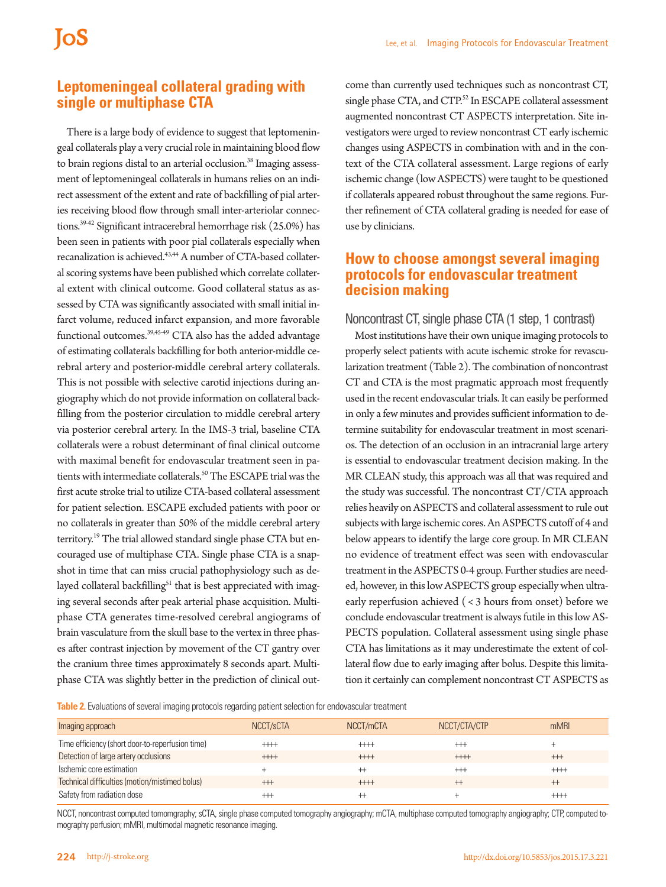## Leptomeningeal collateral grading with single or multiphase CTA

There is a large body of evidence to suggest that leptomeningeal collaterals play a very crucial role in maintaining blood flow to brain regions distal to an arterial occlusion.[38] Imaging assessment of leptomeningeal collaterals in humans relies on an indirect assessment of the extent and rate of backfilling of pial arteries receiving blood flow through small inter-arteriolar connections.[39-42] Significant intracerebral hemorrhage risk (25.0%) has been seen in patients with poor pial collaterals especially when recanalization is achieved.[43,44] A number of CTA-based collateral scoring systems have been published which correlate collateral extent with clinical outcome. Good collateral status as assessed by CTA was significantly associated with small initial infarct volume, reduced infarct expansion, and more favorable functional outcomes.[39,45-49] CTA also has the added advantage of estimating collaterals backfilling for both anterior-middle cerebral artery and posterior-middle cerebral artery collaterals. This is not possible with selective carotid injections during angiography which do not provide information on collateral backfilling from the posterior circulation to middle cerebral artery via posterior cerebral artery. In the IMS-3 trial, baseline CTA collaterals were a robust determinant of final clinical outcome with maximal benefit for endovascular treatment seen in patients with intermediate collaterals.[50] The ESCAPE trial was the first acute stroke trial to utilize CTA-based collateral assessment for patient selection. ESCAPE excluded patients with poor or no collaterals in greater than 50% of the middle cerebral artery territory.[19] The trial allowed standard single phase CTA but encouraged use of multiphase CTA. Single phase CTA is a snapshot in time that can miss crucial pathophysiology such as delayed collateral backfilling[51] that is best appreciated with imaging several seconds after peak arterial phase acquisition. Multiphase CTA generates time-resolved cerebral angiograms of brain vasculature from the skull base to the vertex in three phases after contrast injection by movement of the CT gantry over the cranium three times approximately 8 seconds apart. Multiphase CTA was slightly better in the prediction of clinical outcome than currently used techniques such as noncontrast CT, single phase CTA, and CTP.[52] In ESCAPE collateral assessment augmented noncontrast CT ASPECTS interpretation. Site investigators were urged to review noncontrast CT early ischemic changes using ASPECTS in combination with and in the context of the CTA collateral assessment. Large regions of early ischemic change (low ASPECTS) were taught to be questioned if collaterals appeared robust throughout the same regions. Further refinement of CTA collateral grading is needed for ease of use by clinicians.

## How to choose amongst several imaging protocols for endovascular treatment decision making

### Noncontrast CT, single phase CTA (1 step, 1 contrast)

Most institutions have their own unique imaging protocols to properly select patients with acute ischemic stroke for revascularization treatment (Table 2). The combination of noncontrast CT and CTA is the most pragmatic approach most frequently used in the recent endovascular trials. It can easily be performed in only a few minutes and provides sufficient information to determine suitability for endovascular treatment in most scenarios. The detection of an occlusion in an intracranial large artery is essential to endovascular treatment decision making. In the MR CLEAN study, this approach was all that was required and the study was successful. The noncontrast CT/CTA approach relies heavily on ASPECTS and collateral assessment to rule out subjects with large ischemic cores. An ASPECTS cutoff of 4 and below appears to identify the large core group. In MR CLEAN no evidence of treatment effect was seen with endovascular treatment in the ASPECTS 0-4 group. Further studies are needed, however, in this low ASPECTS group especially when ultra-early reperfusion achieved (< 3 hours from onset) before we conclude endovascular treatment is always futile in this low ASPECTS population. Collateral assessment using single phase CTA has limitations as it may underestimate the extent of collateral flow due to early imaging after bolus. Despite this limitation it certainly can complement noncontrast CT ASPECTS as

**Table 2.** Evaluations of several imaging protocols regarding patient selection for endovascular treatment

| Imaging approach | NCCT/sCTA | NCCT/mCTA | NCCT/CTA/CTP | mMRI |
|---|---|---|---|---|
| Time efficiency (short door-to-reperfusion time) | ++++ | ++++ | +++ | + |
| Detection of large artery occlusions | ++++ | ++++ | ++++ | +++ |
| Ischemic core estimation | + | ++ | +++ | ++++ |
| Technical difficulties (motion/mistimed bolus) | +++ | ++++ | ++ | ++ |
| Safety from radiation dose | +++ | ++ | + | ++++ |

NCCT, noncontrast computed tomomgraphy; sCTA, single phase computed tomography angiography; mCTA, multiphase computed tomography angiography; CTP, computed tomography perfusion; mMRI, multimodal magnetic resonance imaging.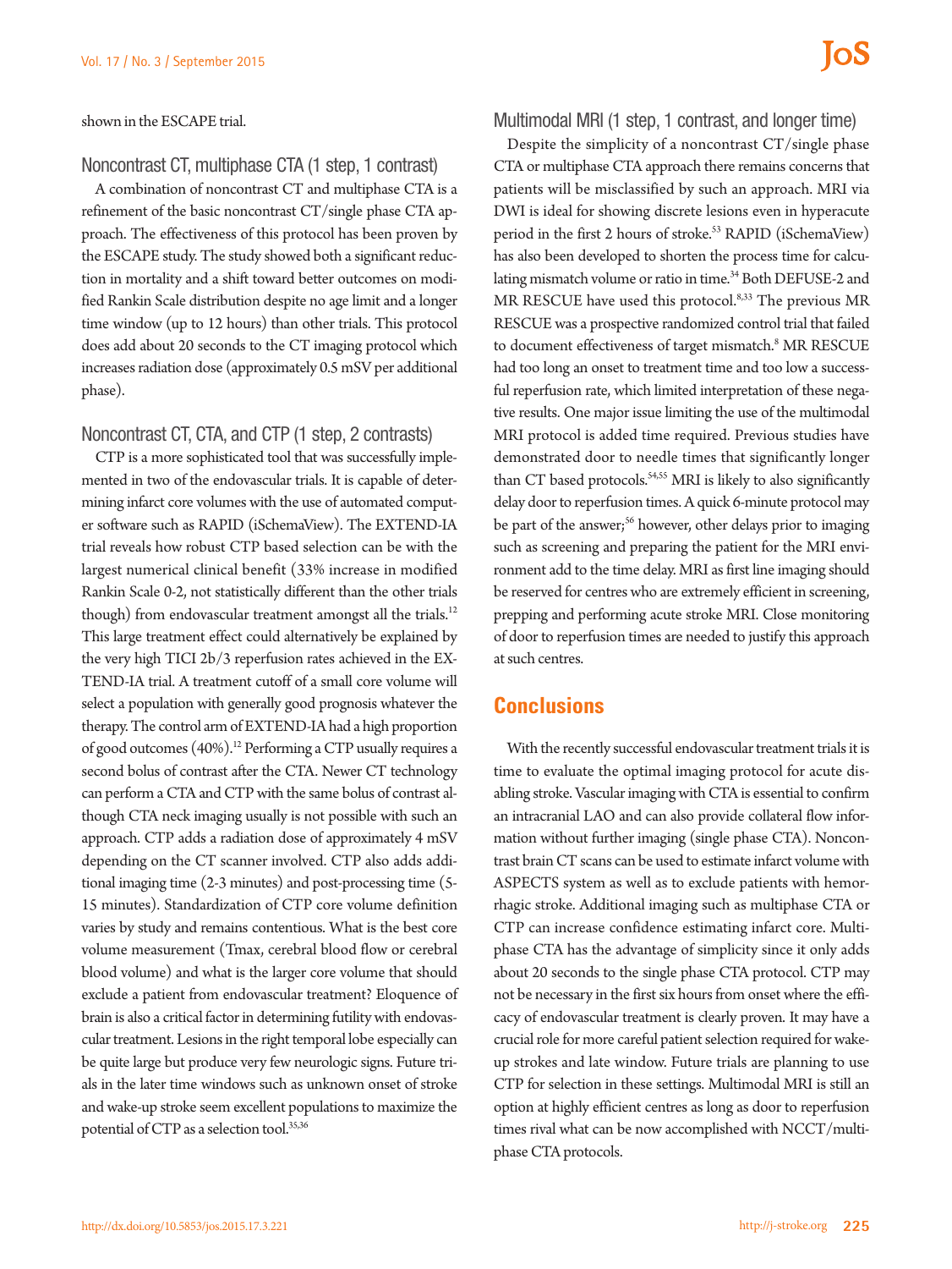shown in the ESCAPE trial.

### Noncontrast CT, multiphase CTA (1 step, 1 contrast)

A combination of noncontrast CT and multiphase CTA is a refinement of the basic noncontrast CT/single phase CTA approach. The effectiveness of this protocol has been proven by the ESCAPE study. The study showed both a significant reduction in mortality and a shift toward better outcomes on modified Rankin Scale distribution despite no age limit and a longer time window (up to 12 hours) than other trials. This protocol does add about 20 seconds to the CT imaging protocol which increases radiation dose (approximately 0.5 mSV per additional phase).

### Noncontrast CT, CTA, and CTP (1 step, 2 contrasts)

CTP is a more sophisticated tool that was successfully implemented in two of the endovascular trials. It is capable of determining infarct core volumes with the use of automated computer software such as RAPID (iSchemaView). The EXTEND-IA trial reveals how robust CTP based selection can be with the largest numerical clinical benefit (33% increase in modified Rankin Scale 0-2, not statistically different than the other trials though) from endovascular treatment amongst all the trials.[12] This large treatment effect could alternatively be explained by the very high TICI 2b/3 reperfusion rates achieved in the EXTEND-IA trial. A treatment cutoff of a small core volume will select a population with generally good prognosis whatever the therapy. The control arm of EXTEND-IA had a high proportion of good outcomes (40%).[12] Performing a CTP usually requires a second bolus of contrast after the CTA. Newer CT technology can perform a CTA and CTP with the same bolus of contrast although CTA neck imaging usually is not possible with such an approach. CTP adds a radiation dose of approximately 4 mSV depending on the CT scanner involved. CTP also adds additional imaging time (2-3 minutes) and post-processing time (5-15 minutes). Standardization of CTP core volume definition varies by study and remains contentious. What is the best core volume measurement (Tmax, cerebral blood flow or cerebral blood volume) and what is the larger core volume that should exclude a patient from endovascular treatment? Eloquence of brain is also a critical factor in determining futility with endovascular treatment. Lesions in the right temporal lobe especially can be quite large but produce very few neurologic signs. Future trials in the later time windows such as unknown onset of stroke and wake-up stroke seem excellent populations to maximize the potential of CTP as a selection tool.[35,36]

### Multimodal MRI (1 step, 1 contrast, and longer time)

Despite the simplicity of a noncontrast CT/single phase CTA or multiphase CTA approach there remains concerns that patients will be misclassified by such an approach. MRI via DWI is ideal for showing discrete lesions even in hyperacute period in the first 2 hours of stroke.[53] RAPID (iSchemaView) has also been developed to shorten the process time for calculating mismatch volume or ratio in time.[34] Both DEFUSE-2 and MR RESCUE have used this protocol.[8,33] The previous MR RESCUE was a prospective randomized control trial that failed to document effectiveness of target mismatch.[8] MR RESCUE had too long an onset to treatment time and too low a successful reperfusion rate, which limited interpretation of these negative results. One major issue limiting the use of the multimodal MRI protocol is added time required. Previous studies have demonstrated door to needle times that significantly longer than CT based protocols.[54,55] MRI is likely to also significantly delay door to reperfusion times. A quick 6-minute protocol may be part of the answer;[56] however, other delays prior to imaging such as screening and preparing the patient for the MRI environment add to the time delay. MRI as first line imaging should be reserved for centres who are extremely efficient in screening, prepping and performing acute stroke MRI. Close monitoring of door to reperfusion times are needed to justify this approach at such centres.

## Conclusions

With the recently successful endovascular treatment trials it is time to evaluate the optimal imaging protocol for acute disabling stroke. Vascular imaging with CTA is essential to confirm an intracranial LAO and can also provide collateral flow information without further imaging (single phase CTA). Noncontrast brain CT scans can be used to estimate infarct volume with ASPECTS system as well as to exclude patients with hemorrhagic stroke. Additional imaging such as multiphase CTA or CTP can increase confidence estimating infarct core. Multiphase CTA has the advantage of simplicity since it only adds about 20 seconds to the single phase CTA protocol. CTP may not be necessary in the first six hours from onset where the efficacy of endovascular treatment is clearly proven. It may have a crucial role for more careful patient selection required for wake-up strokes and late window. Future trials are planning to use CTP for selection in these settings. Multimodal MRI is still an option at highly efficient centres as long as door to reperfusion times rival what can be now accomplished with NCCT/multiphase CTA protocols.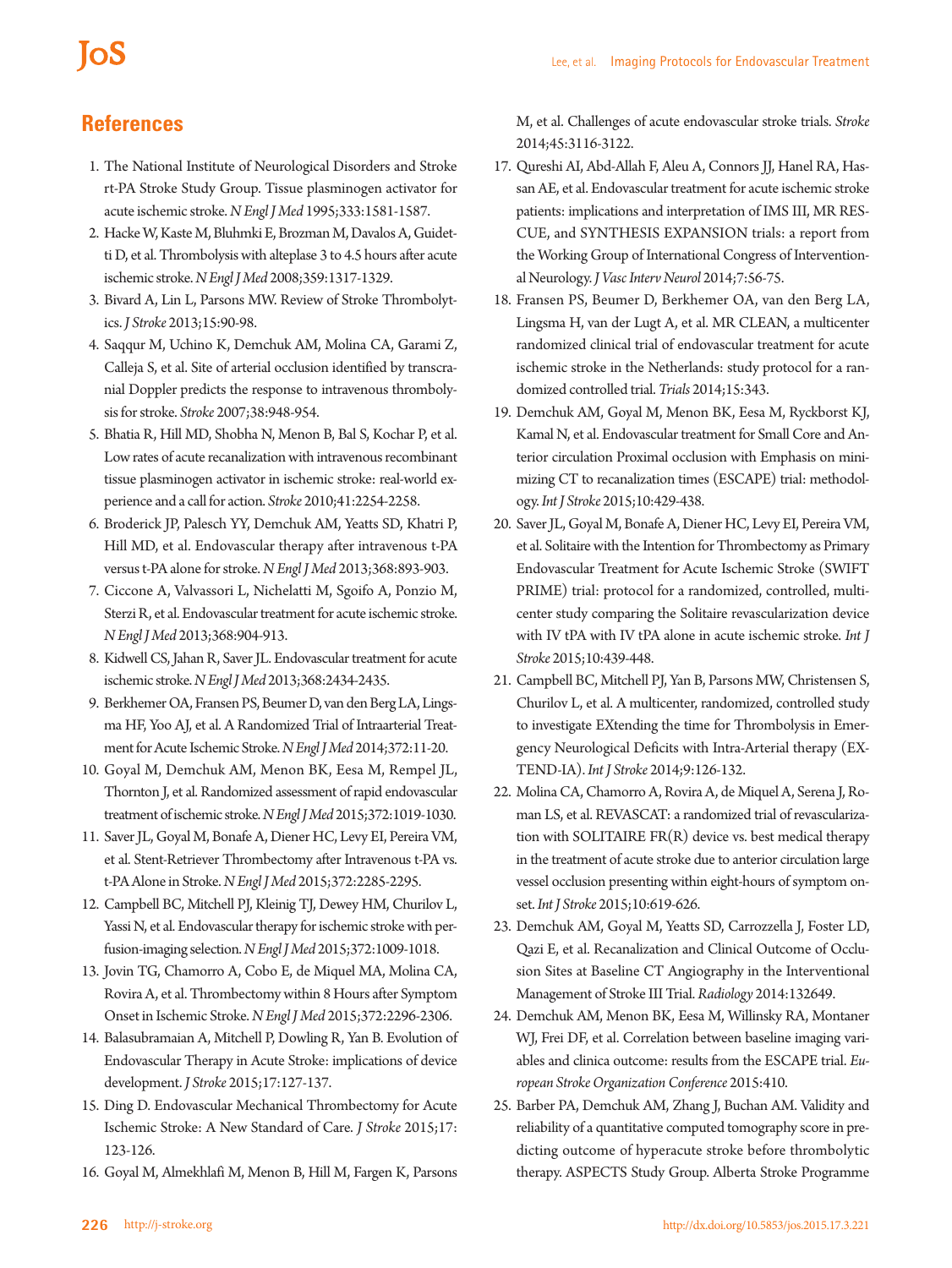## References

1. The National Institute of Neurological Disorders and Stroke rt-PA Stroke Study Group. Tissue plasminogen activator for acute ischemic stroke. *N Engl J Med* 1995;333:1581-1587.
2. Hacke W, Kaste M, Bluhmki E, Brozman M, Davalos A, Guidetti D, et al. Thrombolysis with alteplase 3 to 4.5 hours after acute ischemic stroke. *N Engl J Med* 2008;359:1317-1329.
3. Bivard A, Lin L, Parsons MW. Review of Stroke Thrombolytics. *J Stroke* 2013;15:90-98.
4. Saqqur M, Uchino K, Demchuk AM, Molina CA, Garami Z, Calleja S, et al. Site of arterial occlusion identified by transcranial Doppler predicts the response to intravenous thrombolysis for stroke. *Stroke* 2007;38:948-954.
5. Bhatia R, Hill MD, Shobha N, Menon B, Bal S, Kochar P, et al. Low rates of acute recanalization with intravenous recombinant tissue plasminogen activator in ischemic stroke: real-world experience and a call for action. *Stroke* 2010;41:2254-2258.
6. Broderick JP, Palesch YY, Demchuk AM, Yeatts SD, Khatri P, Hill MD, et al. Endovascular therapy after intravenous t-PA versus t-PA alone for stroke. *N Engl J Med* 2013;368:893-903.
7. Ciccone A, Valvassori L, Nichelatti M, Sgoifo A, Ponzio M, Sterzi R, et al. Endovascular treatment for acute ischemic stroke. *N Engl J Med* 2013;368:904-913.
8. Kidwell CS, Jahan R, Saver JL. Endovascular treatment for acute ischemic stroke. *N Engl J Med* 2013;368:2434-2435.
9. Berkhemer OA, Fransen PS, Beumer D, van den Berg LA, Lingsma HF, Yoo AJ, et al. A Randomized Trial of Intraarterial Treatment for Acute Ischemic Stroke. *N Engl J Med* 2014;372:11-20.
10. Goyal M, Demchuk AM, Menon BK, Eesa M, Rempel JL, Thornton J, et al. Randomized assessment of rapid endovascular treatment of ischemic stroke. *N Engl J Med* 2015;372:1019-1030.
11. Saver JL, Goyal M, Bonafe A, Diener HC, Levy EI, Pereira VM, et al. Stent-Retriever Thrombectomy after Intravenous t-PA vs. t-PA Alone in Stroke. *N Engl J Med* 2015;372:2285-2295.
12. Campbell BC, Mitchell PJ, Kleinig TJ, Dewey HM, Churilov L, Yassi N, et al. Endovascular therapy for ischemic stroke with perfusion-imaging selection. *N Engl J Med* 2015;372:1009-1018.
13. Jovin TG, Chamorro A, Cobo E, de Miquel MA, Molina CA, Rovira A, et al. Thrombectomy within 8 Hours after Symptom Onset in Ischemic Stroke. *N Engl J Med* 2015;372:2296-2306.
14. Balasubramaian A, Mitchell P, Dowling R, Yan B. Evolution of Endovascular Therapy in Acute Stroke: implications of device development. *J Stroke* 2015;17:127-137.
15. Ding D. Endovascular Mechanical Thrombectomy for Acute Ischemic Stroke: A New Standard of Care. *J Stroke* 2015;17:123-126.
16. Goyal M, Almekhlafi M, Menon B, Hill M, Fargen K, Parsons M, et al. Challenges of acute endovascular stroke trials. *Stroke* 2014;45:3116-3122.
17. Qureshi AI, Abd-Allah F, Aleu A, Connors JJ, Hanel RA, Hassan AE, et al. Endovascular treatment for acute ischemic stroke patients: implications and interpretation of IMS III, MR RESCUE, and SYNTHESIS EXPANSION trials: a report from the Working Group of International Congress of Interventional Neurology. *J Vasc Interv Neurol* 2014;7:56-75.
18. Fransen PS, Beumer D, Berkhemer OA, van den Berg LA, Lingsma H, van der Lugt A, et al. MR CLEAN, a multicenter randomized clinical trial of endovascular treatment for acute ischemic stroke in the Netherlands: study protocol for a randomized controlled trial. *Trials* 2014;15:343.
19. Demchuk AM, Goyal M, Menon BK, Eesa M, Ryckborst KJ, Kamal N, et al. Endovascular treatment for Small Core and Anterior circulation Proximal occlusion with Emphasis on minimizing CT to recanalization times (ESCAPE) trial: methodology. *Int J Stroke* 2015;10:429-438.
20. Saver JL, Goyal M, Bonafe A, Diener HC, Levy EI, Pereira VM, et al. Solitaire with the Intention for Thrombectomy as Primary Endovascular Treatment for Acute Ischemic Stroke (SWIFT PRIME) trial: protocol for a randomized, controlled, multicenter study comparing the Solitaire revascularization device with IV tPA with IV tPA alone in acute ischemic stroke. *Int J Stroke* 2015;10:439-448.
21. Campbell BC, Mitchell PJ, Yan B, Parsons MW, Christensen S, Churilov L, et al. A multicenter, randomized, controlled study to investigate EXtending the time for Thrombolysis in Emergency Neurological Deficits with Intra-Arterial therapy (EXTEND-IA). *Int J Stroke* 2014;9:126-132.
22. Molina CA, Chamorro A, Rovira A, de Miquel A, Serena J, Roman LS, et al. REVASCAT: a randomized trial of revascularization with SOLITAIRE FR(R) device vs. best medical therapy in the treatment of acute stroke due to anterior circulation large vessel occlusion presenting within eight-hours of symptom onset. *Int J Stroke* 2015;10:619-626.
23. Demchuk AM, Goyal M, Yeatts SD, Carrozzella J, Foster LD, Qazi E, et al. Recanalization and Clinical Outcome of Occlusion Sites at Baseline CT Angiography in the Interventional Management of Stroke III Trial. *Radiology* 2014:132649.
24. Demchuk AM, Menon BK, Eesa M, Willinsky RA, Montaner WJ, Frei DF, et al. Correlation between baseline imaging variables and clinica outcome: results from the ESCAPE trial. *European Stroke Organization Conference* 2015:410.
25. Barber PA, Demchuk AM, Zhang J, Buchan AM. Validity and reliability of a quantitative computed tomography score in predicting outcome of hyperacute stroke before thrombolytic therapy. ASPECTS Study Group. Alberta Stroke Programme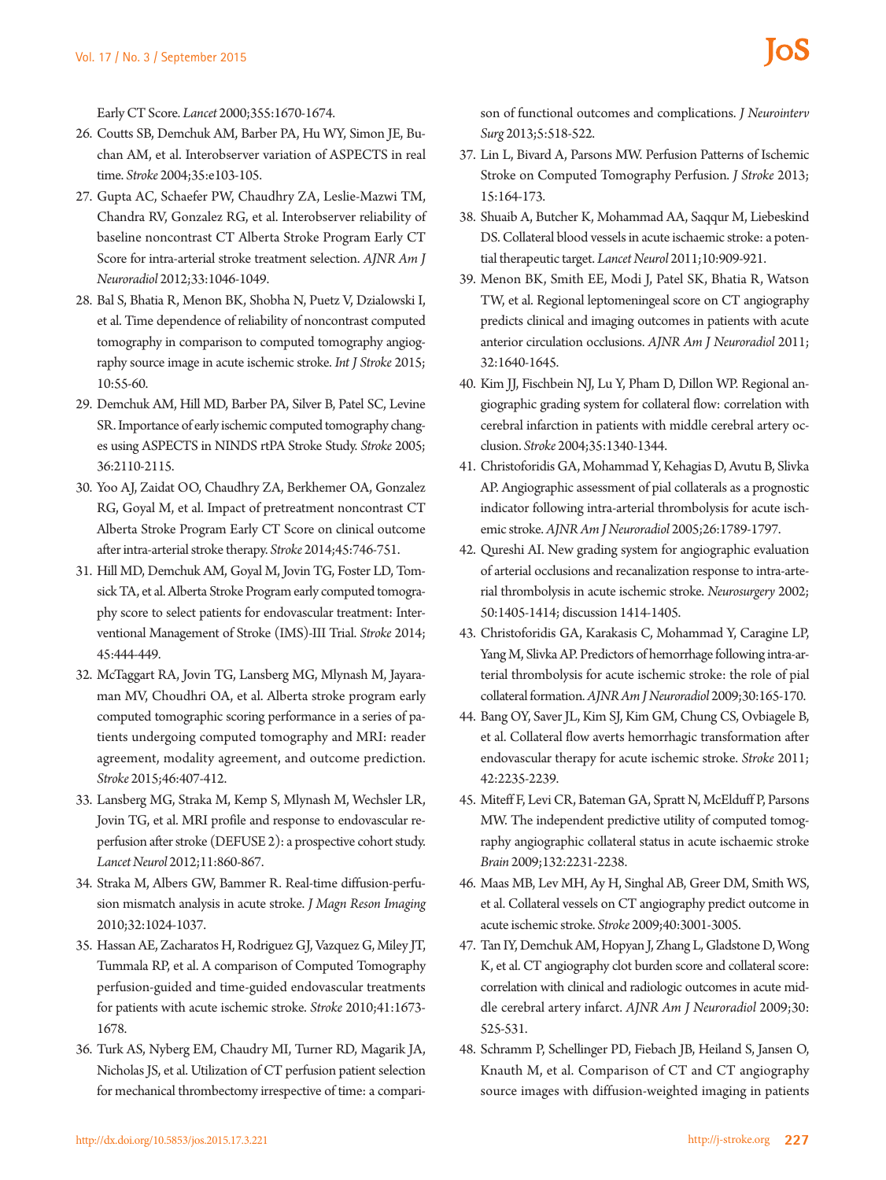Early CT Score. *Lancet* 2000;355:1670-1674.

26. Coutts SB, Demchuk AM, Barber PA, Hu WY, Simon JE, Buchan AM, et al. Interobserver variation of ASPECTS in real time. *Stroke* 2004;35:e103-105.
27. Gupta AC, Schaefer PW, Chaudhry ZA, Leslie-Mazwi TM, Chandra RV, Gonzalez RG, et al. Interobserver reliability of baseline noncontrast CT Alberta Stroke Program Early CT Score for intra-arterial stroke treatment selection. *AJNR Am J Neuroradiol* 2012;33:1046-1049.
28. Bal S, Bhatia R, Menon BK, Shobha N, Puetz V, Dzialowski I, et al. Time dependence of reliability of noncontrast computed tomography in comparison to computed tomography angiography source image in acute ischemic stroke. *Int J Stroke* 2015; 10:55-60.
29. Demchuk AM, Hill MD, Barber PA, Silver B, Patel SC, Levine SR. Importance of early ischemic computed tomography changes using ASPECTS in NINDS rtPA Stroke Study. *Stroke* 2005; 36:2110-2115.
30. Yoo AJ, Zaidat OO, Chaudhry ZA, Berkhemer OA, Gonzalez RG, Goyal M, et al. Impact of pretreatment noncontrast CT Alberta Stroke Program Early CT Score on clinical outcome after intra-arterial stroke therapy. *Stroke* 2014;45:746-751.
31. Hill MD, Demchuk AM, Goyal M, Jovin TG, Foster LD, Tomsick TA, et al. Alberta Stroke Program early computed tomography score to select patients for endovascular treatment: Interventional Management of Stroke (IMS)-III Trial. *Stroke* 2014; 45:444-449.
32. McTaggart RA, Jovin TG, Lansberg MG, Mlynash M, Jayaraman MV, Choudhri OA, et al. Alberta stroke program early computed tomographic scoring performance in a series of patients undergoing computed tomography and MRI: reader agreement, modality agreement, and outcome prediction. *Stroke* 2015;46:407-412.
33. Lansberg MG, Straka M, Kemp S, Mlynash M, Wechsler LR, Jovin TG, et al. MRI profile and response to endovascular reperfusion after stroke (DEFUSE 2): a prospective cohort study. *Lancet Neurol* 2012;11:860-867.
34. Straka M, Albers GW, Bammer R. Real-time diffusion-perfusion mismatch analysis in acute stroke. *J Magn Reson Imaging* 2010;32:1024-1037.
35. Hassan AE, Zacharatos H, Rodriguez GJ, Vazquez G, Miley JT, Tummala RP, et al. A comparison of Computed Tomography perfusion-guided and time-guided endovascular treatments for patients with acute ischemic stroke. *Stroke* 2010;41:1673-1678.
36. Turk AS, Nyberg EM, Chaudry MI, Turner RD, Magarik JA, Nicholas JS, et al. Utilization of CT perfusion patient selection for mechanical thrombectomy irrespective of time: a comparison of functional outcomes and complications. *J Neurointerv Surg* 2013;5:518-522.
37. Lin L, Bivard A, Parsons MW. Perfusion Patterns of Ischemic Stroke on Computed Tomography Perfusion. *J Stroke* 2013; 15:164-173.
38. Shuaib A, Butcher K, Mohammad AA, Saqqur M, Liebeskind DS. Collateral blood vessels in acute ischaemic stroke: a potential therapeutic target. *Lancet Neurol* 2011;10:909-921.
39. Menon BK, Smith EE, Modi J, Patel SK, Bhatia R, Watson TW, et al. Regional leptomeningeal score on CT angiography predicts clinical and imaging outcomes in patients with acute anterior circulation occlusions. *AJNR Am J Neuroradiol* 2011; 32:1640-1645.
40. Kim JJ, Fischbein NJ, Lu Y, Pham D, Dillon WP. Regional angiographic grading system for collateral flow: correlation with cerebral infarction in patients with middle cerebral artery occlusion. *Stroke* 2004;35:1340-1344.
41. Christoforidis GA, Mohammad Y, Kehagias D, Avutu B, Slivka AP. Angiographic assessment of pial collaterals as a prognostic indicator following intra-arterial thrombolysis for acute ischemic stroke. *AJNR Am J Neuroradiol* 2005;26:1789-1797.
42. Qureshi AI. New grading system for angiographic evaluation of arterial occlusions and recanalization response to intra-arterial thrombolysis in acute ischemic stroke. *Neurosurgery* 2002; 50:1405-1414; discussion 1414-1405.
43. Christoforidis GA, Karakasis C, Mohammad Y, Caragine LP, Yang M, Slivka AP. Predictors of hemorrhage following intra-arterial thrombolysis for acute ischemic stroke: the role of pial collateral formation. *AJNR Am J Neuroradiol* 2009;30:165-170.
44. Bang OY, Saver JL, Kim SJ, Kim GM, Chung CS, Ovbiagele B, et al. Collateral flow averts hemorrhagic transformation after endovascular therapy for acute ischemic stroke. *Stroke* 2011; 42:2235-2239.
45. Miteff F, Levi CR, Bateman GA, Spratt N, McElduff P, Parsons MW. The independent predictive utility of computed tomography angiographic collateral status in acute ischaemic stroke *Brain* 2009;132:2231-2238.
46. Maas MB, Lev MH, Ay H, Singhal AB, Greer DM, Smith WS, et al. Collateral vessels on CT angiography predict outcome in acute ischemic stroke. *Stroke* 2009;40:3001-3005.
47. Tan IY, Demchuk AM, Hopyan J, Zhang L, Gladstone D, Wong K, et al. CT angiography clot burden score and collateral score: correlation with clinical and radiologic outcomes in acute middle cerebral artery infarct. *AJNR Am J Neuroradiol* 2009;30: 525-531.
48. Schramm P, Schellinger PD, Fiebach JB, Heiland S, Jansen O, Knauth M, et al. Comparison of CT and CT angiography source images with diffusion-weighted imaging in patients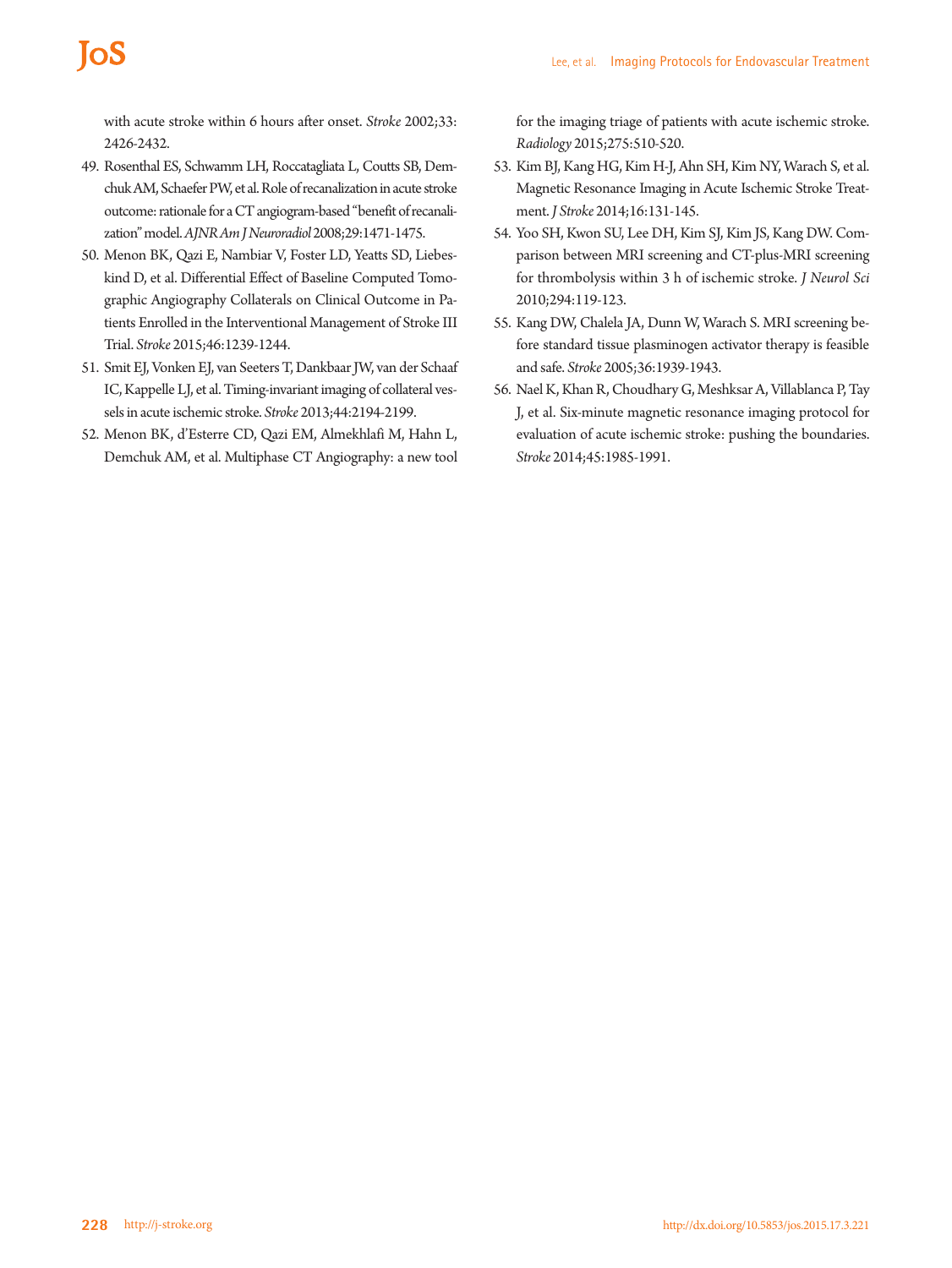with acute stroke within 6 hours after onset. *Stroke* 2002;33: 2426-2432.

49. Rosenthal ES, Schwamm LH, Roccatagliata L, Coutts SB, Demchuk AM, Schaefer PW, et al. Role of recanalization in acute stroke outcome: rationale for a CT angiogram-based "benefit of recanalization" model. *AJNR Am J Neuroradiol* 2008;29:1471-1475.
50. Menon BK, Qazi E, Nambiar V, Foster LD, Yeatts SD, Liebeskind D, et al. Differential Effect of Baseline Computed Tomographic Angiography Collaterals on Clinical Outcome in Patients Enrolled in the Interventional Management of Stroke III Trial. *Stroke* 2015;46:1239-1244.
51. Smit EJ, Vonken EJ, van Seeters T, Dankbaar JW, van der Schaaf IC, Kappelle LJ, et al. Timing-invariant imaging of collateral vessels in acute ischemic stroke. *Stroke* 2013;44:2194-2199.
52. Menon BK, d'Esterre CD, Qazi EM, Almekhlafi M, Hahn L, Demchuk AM, et al. Multiphase CT Angiography: a new tool for the imaging triage of patients with acute ischemic stroke. *Radiology* 2015;275:510-520.
53. Kim BJ, Kang HG, Kim H-J, Ahn SH, Kim NY, Warach S, et al. Magnetic Resonance Imaging in Acute Ischemic Stroke Treatment. *J Stroke* 2014;16:131-145.
54. Yoo SH, Kwon SU, Lee DH, Kim SJ, Kim JS, Kang DW. Comparison between MRI screening and CT-plus-MRI screening for thrombolysis within 3 h of ischemic stroke. *J Neurol Sci* 2010;294:119-123.
55. Kang DW, Chalela JA, Dunn W, Warach S. MRI screening before standard tissue plasminogen activator therapy is feasible and safe. *Stroke* 2005;36:1939-1943.
56. Nael K, Khan R, Choudhary G, Meshksar A, Villablanca P, Tay J, et al. Six-minute magnetic resonance imaging protocol for evaluation of acute ischemic stroke: pushing the boundaries. *Stroke* 2014;45:1985-1991.